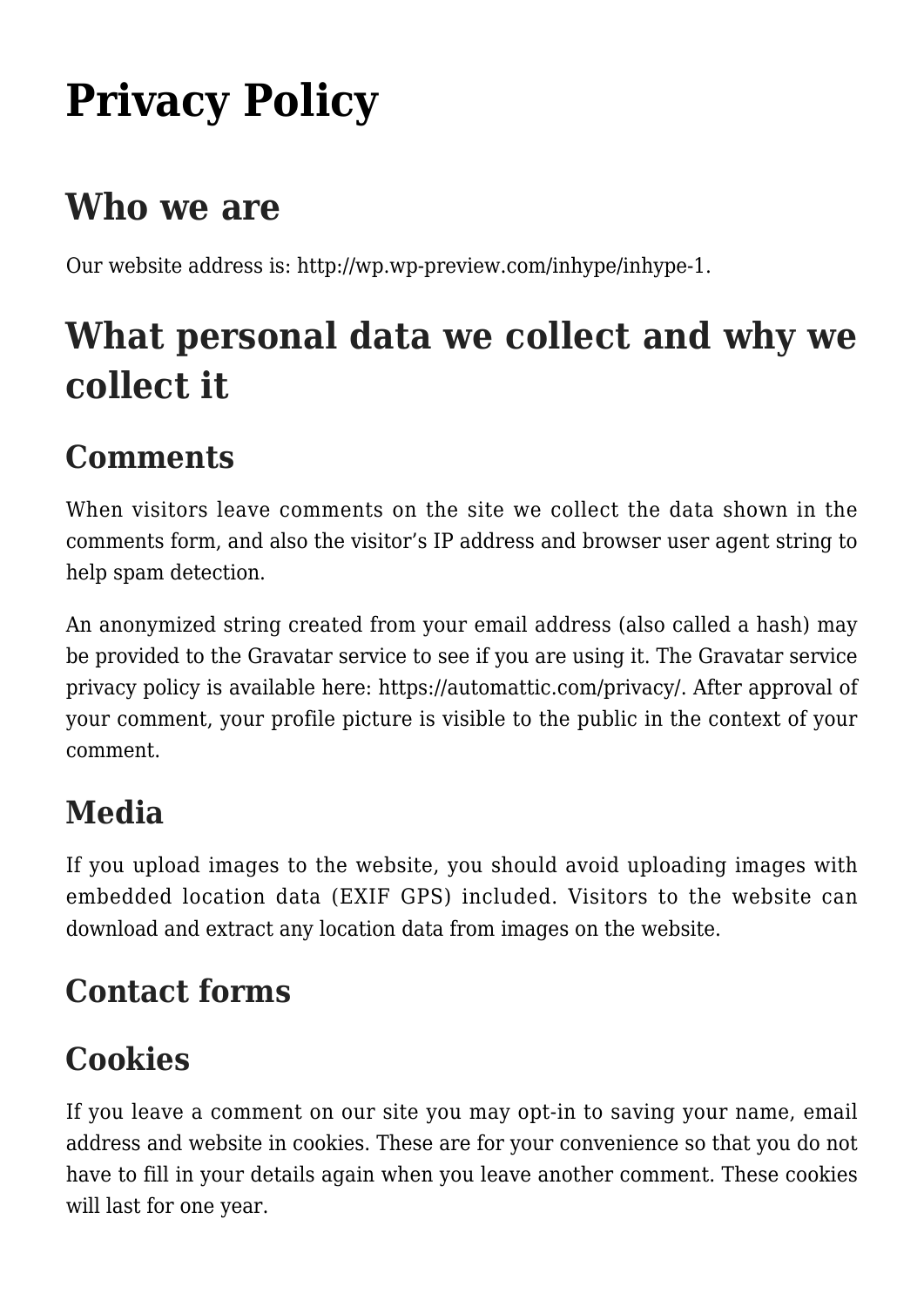# Privacy Policy

## Who we are

Our website address is: http://wp.wp-preview.com/inhype/inhype-1.

## What personal data we collect and why we collect it

### Comments

When visitors leave comments on the site we collect the data shown in the comments form, and also the visitor's IP address and browser user agent string to help spam detection.

An anonymized string created from your email address (also called a hash) may be provided to the Gravatar service to see if you are using it. The Gravatar service privacy policy is available here: https://automattic.com/privacy/. After approval of your comment, your profile picture is visible to the public in the context of your comment.

### Media

If you upload images to the website, you should avoid uploading images with embedded location data (EXIF GPS) included. Visitors to the website can download and extract any location data from images on the website.

### Contact forms

### Cookies

If you leave a comment on our site you may opt-in to saving your name, email address and website in cookies. These are for your convenience so that you do not have to fill in your details again when you leave another comment. These cookies will last for one year.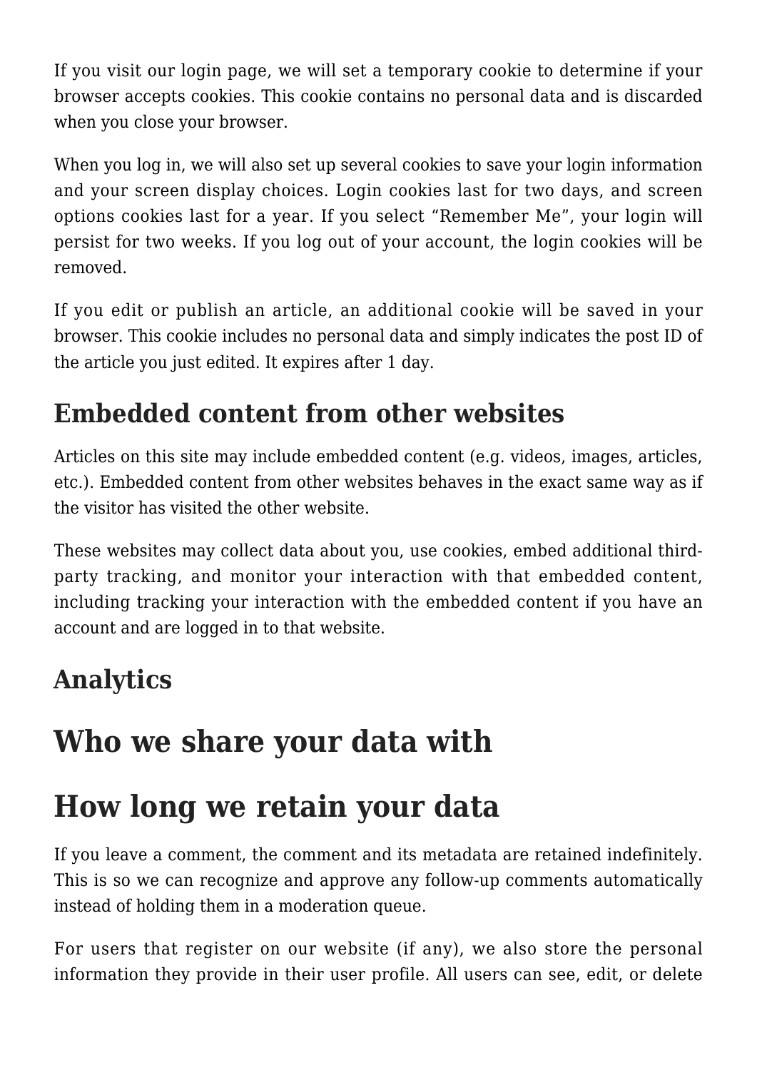If you visit our login page, we will set a temporary cookie to determine if your browser accepts cookies. This cookie contains no personal data and is discarded when you close your browser.

When you log in, we will also set up several cookies to save your login information and your screen display choices. Login cookies last for two days, and screen options cookies last for a year. If you select "Remember Me", your login will persist for two weeks. If you log out of your account, the login cookies will be removed.

If you edit or publish an article, an additional cookie will be saved in your browser. This cookie includes no personal data and simply indicates the post ID of the article you just edited. It expires after 1 day.

### Embedded content from other websites

Articles on this site may include embedded content (e.g. videos, images, articles, etc.). Embedded content from other websites behaves in the exact same way as if the visitor has visited the other website.

These websites may collect data about you, use cookies, embed additional third-party tracking, and monitor your interaction with that embedded content, including tracking your interaction with the embedded content if you have an account and are logged in to that website.

### Analytics

## Who we share your data with

## How long we retain your data

If you leave a comment, the comment and its metadata are retained indefinitely. This is so we can recognize and approve any follow-up comments automatically instead of holding them in a moderation queue.

For users that register on our website (if any), we also store the personal information they provide in their user profile. All users can see, edit, or delete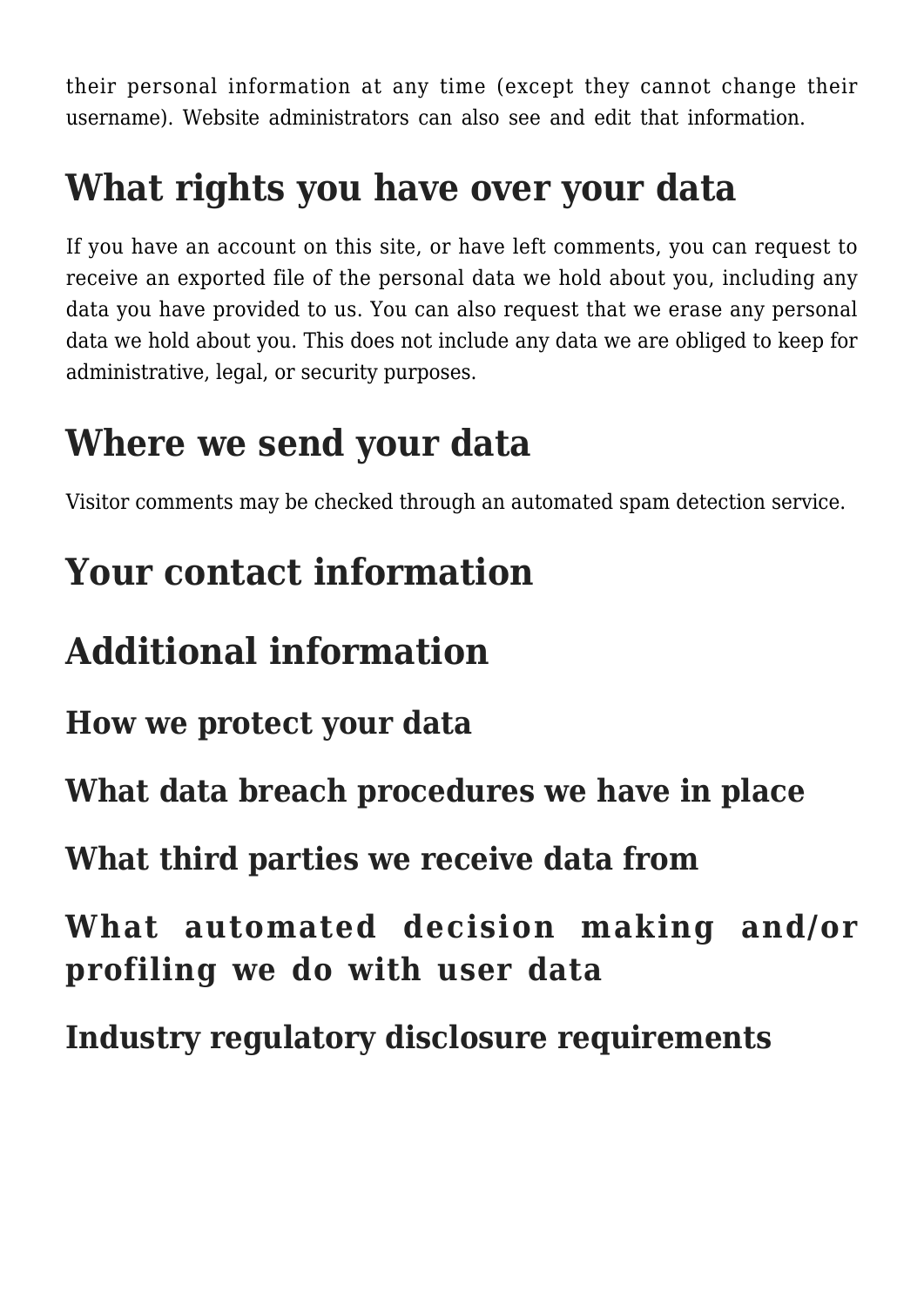their personal information at any time (except they cannot change their username). Website administrators can also see and edit that information.

## What rights you have over your data

If you have an account on this site, or have left comments, you can request to receive an exported file of the personal data we hold about you, including any data you have provided to us. You can also request that we erase any personal data we hold about you. This does not include any data we are obliged to keep for administrative, legal, or security purposes.

## Where we send your data

Visitor comments may be checked through an automated spam detection service.

## Your contact information

## Additional information

### How we protect your data

### What data breach procedures we have in place

### What third parties we receive data from

### What automated decision making and/or profiling we do with user data

### Industry regulatory disclosure requirements